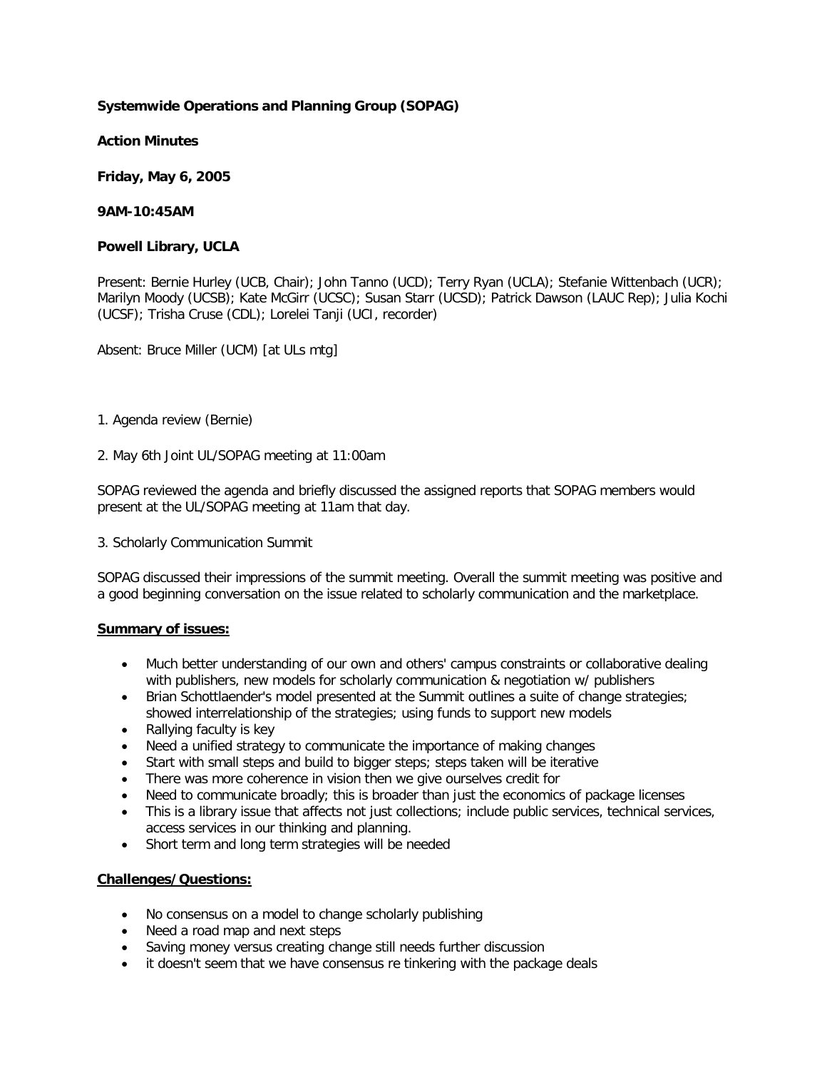**Systemwide Operations and Planning Group (SOPAG)**

**Action Minutes**

**Friday, May 6, 2005**

**9AM-10:45AM**

**Powell Library, UCLA**

Present: Bernie Hurley (UCB, Chair); John Tanno (UCD); Terry Ryan (UCLA); Stefanie Wittenbach (UCR); Marilyn Moody (UCSB); Kate McGirr (UCSC); Susan Starr (UCSD); Patrick Dawson (LAUC Rep); Julia Kochi (UCSF); Trisha Cruse (CDL); Lorelei Tanji (UCI, recorder)

Absent: Bruce Miller (UCM) [at ULs mtg]

1. Agenda review (Bernie)

2. May 6th Joint UL/SOPAG meeting at 11:00am

SOPAG reviewed the agenda and briefly discussed the assigned reports that SOPAG members would present at the UL/SOPAG meeting at 11am that day.

3. Scholarly Communication Summit

SOPAG discussed their impressions of the summit meeting. Overall the summit meeting was positive and a good beginning conversation on the issue related to scholarly communication and the marketplace.

**Summary of issues:**

- Much better understanding of our own and others' campus constraints or collaborative dealing with publishers, new models for scholarly communication & negotiation w/ publishers
- Brian Schottlaender's model presented at the Summit outlines a suite of change strategies; showed interrelationship of the strategies; using funds to support new models
- Rallying faculty is key
- Need a unified strategy to communicate the importance of making changes
- Start with small steps and build to bigger steps; steps taken will be iterative
- There was more coherence in vision then we give ourselves credit for
- Need to communicate broadly; this is broader than just the economics of package licenses
- This is a library issue that affects not just collections; include public services, technical services, access services in our thinking and planning.
- Short term and long term strategies will be needed

**Challenges/Questions:**

- No consensus on a model to change scholarly publishing
- Need a road map and next steps
- Saving money versus creating change still needs further discussion
- it doesn't seem that we have consensus re tinkering with the package deals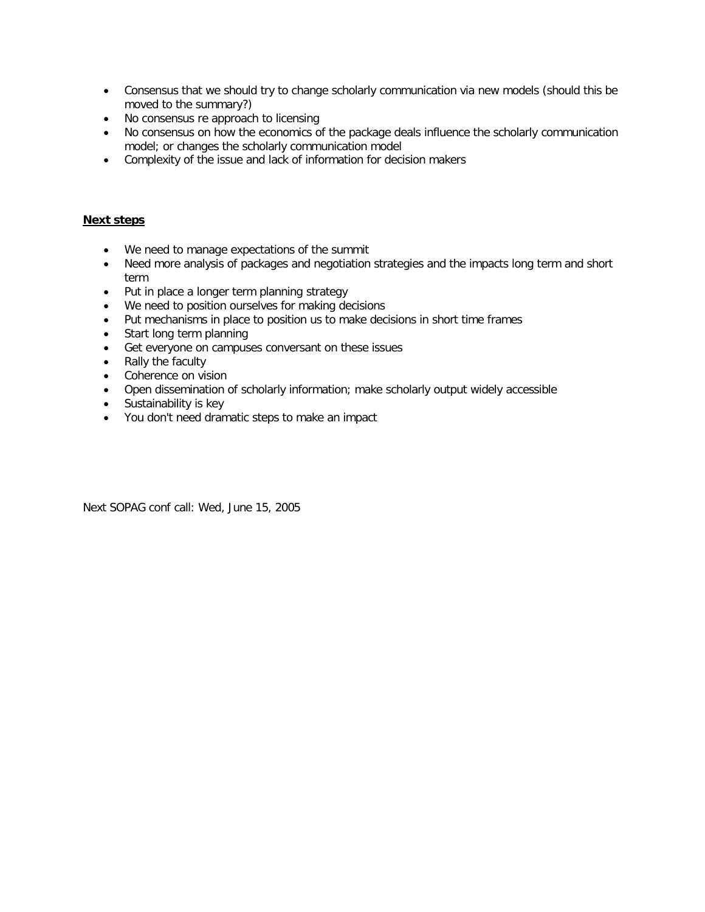- Consensus that we should try to change scholarly communication via new models (should this be moved to the summary?)
- No consensus re approach to licensing
- No consensus on how the economics of the package deals influence the scholarly communication model; or changes the scholarly communication model
- Complexity of the issue and lack of information for decision makers

**Next steps**

- We need to manage expectations of the summit
- Need more analysis of packages and negotiation strategies and the impacts long term and short term
- Put in place a longer term planning strategy
- We need to position ourselves for making decisions
- Put mechanisms in place to position us to make decisions in short time frames
- Start long term planning
- Get everyone on campuses conversant on these issues
- Rally the faculty
- Coherence on vision
- Open dissemination of scholarly information; make scholarly output widely accessible
- Sustainability is key
- You don't need dramatic steps to make an impact

Next SOPAG conf call: Wed, June 15, 2005